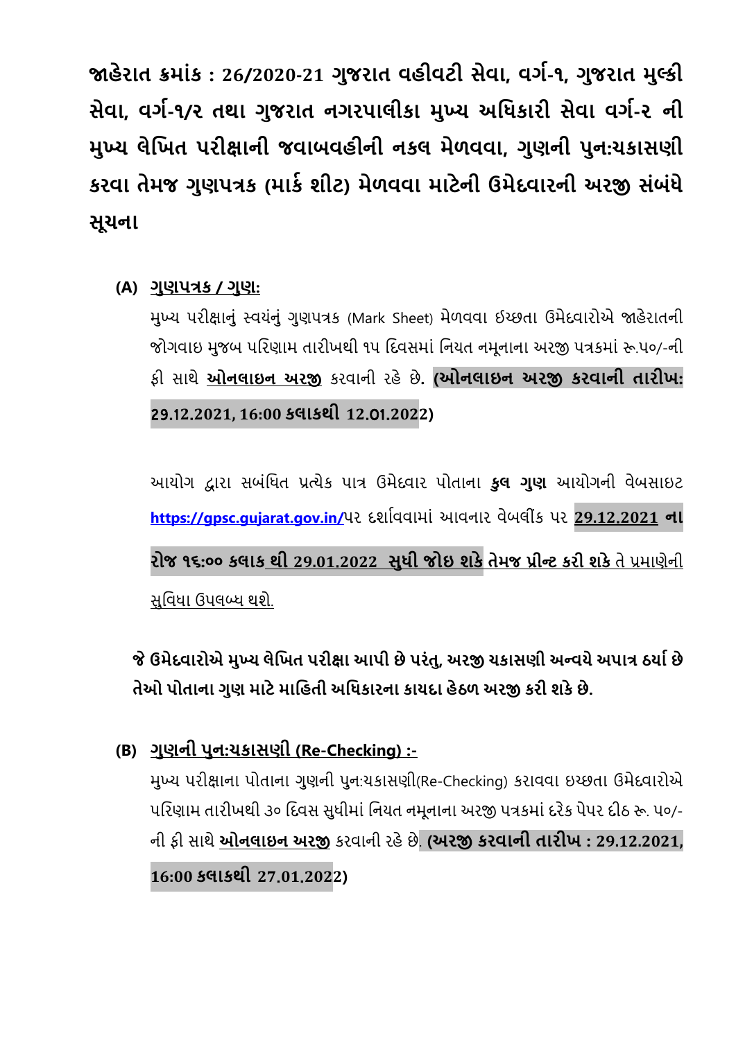# જાહેરાત ક્રમાંક : 26/2020-21 ગુજરાત વહીવટી સેવા, વર્ગ-૧, ગુજરાત મુલ્કી સેવા, વર્ગ-૧/૨ તથા ગુજરાત નગરપાલીકા મુખ્ય અધિકારી સેવા વર્ગ-૨ ની મુખ્ય લેખિત પરીક્ષાની જવાબવહીની નકલ મેળવવા, ગુણની પુન:ચકાસણી કરવા તેમજ ગુણપત્રક (માર્ક શીટ) મેળવવા માટેની ઉમેદવારની અરજી સંબંધે સૂચના

**(A) ગુણપત્રક / ગુણ:**

મુખ્ય પરીક્ષાનું સ્વયંનું ગુણપત્રક (Mark Sheet) મેળવવા ઇચ્છતા ઉમેદવારોએ જાહેરાતની જોગવાઇ મુજબ પરિણામ તારીખથી ૧૫ દિવસમાં નિયત નમૂનાના અરજી પત્રકમાં રૂ.૫૦/-ની ફી સાથે **ઓનલાઇન અરજી** કરવાની રહે છે. **(ઓનલાઇન અરજી કરવાની તારીખ: 29.12.2021, 16:00 કલાકથી 12.01.2022)**

આયોગ દ્વારા સબંધિત પ્રત્યેક પાત્ર ઉમેદવાર પોતાના **કુલ ગુણ** આયોગની વેબસાઇટ **https://gpsc.gujarat.gov.in/**પર દર્શાવવામાં આવનાર વેબલીંક પર **29.12.2021 ના રોજ ૧૬:૦૦ કલાક થી 29.01.2022 સુધી જોઇ શકે તેમજ પ્રીન્ટ કરી શકે** તે પ્રમાણેની સુવિધા ઉપલબ્ધ થશે.

**જે ઉમેદવારોએ મુખ્ય લેખિત પરીક્ષા આપી છે પરંતુ, અરજી ચકાસણી અન્વયે અપાત્ર ઠર્યા છે તેઓ પોતાના ગુણ માટે માહિતી અધિકારના કાયદા હેઠળ અરજી કરી શકે છે.**

**(B) ગુણની પુન:ચકાસણી (Re-Checking) :-**

મુખ્ય પરીક્ષાના પોતાના ગુણની પુન:ચકાસણી(Re-Checking) કરાવવા ઇચ્છતા ઉમેદવારોએ પરિણામ તારીખથી ૩૦ દિવસ સુધીમાં નિયત નમૂનાના અરજી પત્રકમાં દરેક પેપર દીઠ રૂ. ૫૦/-ની ફી સાથે **ઓનલાઇન અરજી** કરવાની રહે છે. **(અરજી કરવાની તારીખ : 29.12.2021, 16:00 કલાકથી 27.01.2022)**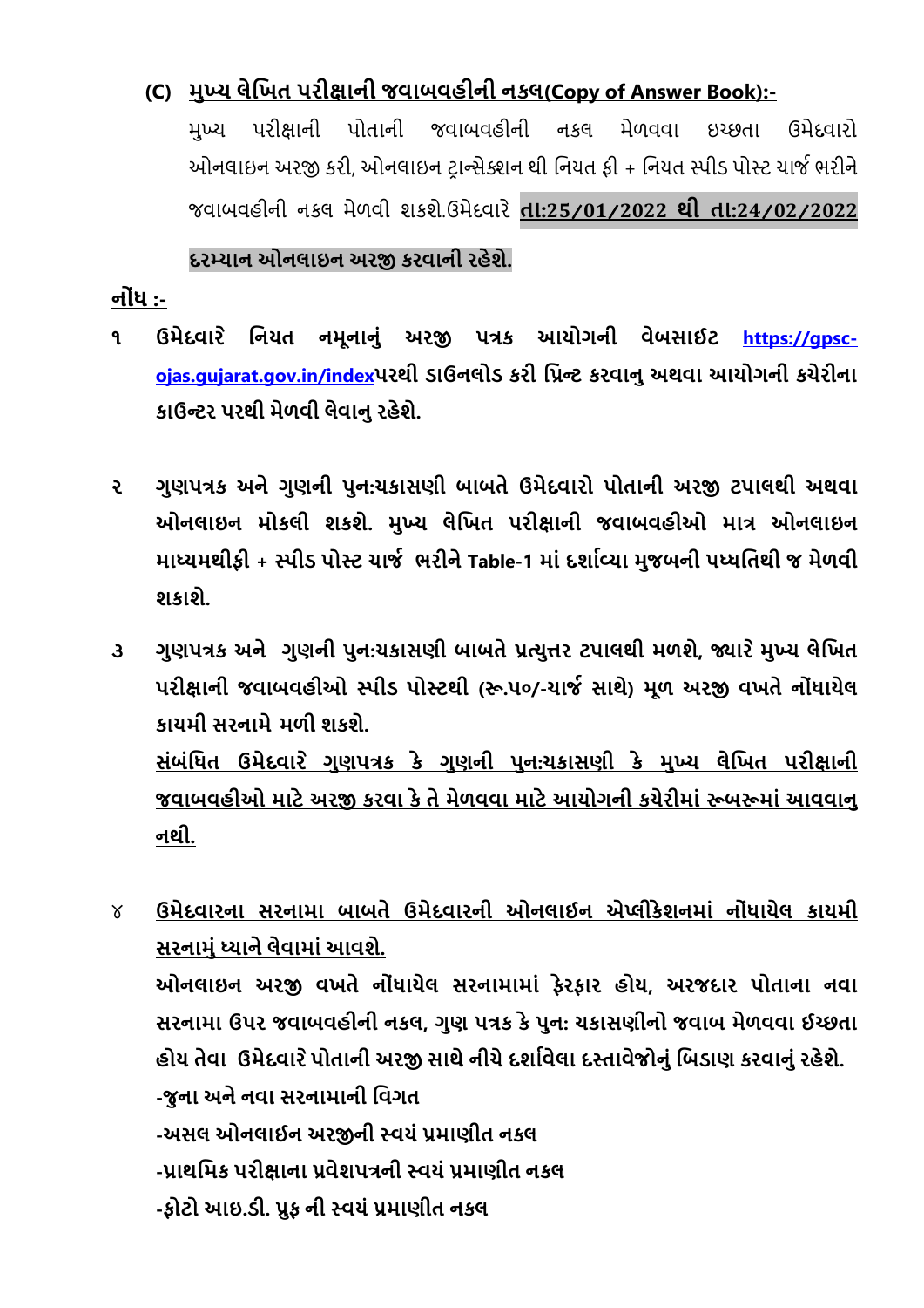### (C) **<u>મુખ્ય લેખિત પરીક્ષાની જવાબવહીની નકલ(Copy of Answer Book):-</u>**

મુખ્ય પરીક્ષાની પોતાની જવાબવહીની નકલ મેળવવા ઇચ્છતા ઉમેદવારો ઓનલાઇન અરજી કરી, ઓનલાઇન ટ્રાન્સેક્શન થી નિયત ફી + નિયત સ્પીડ પોસ્ટ ચાર્જ ભરીને જવાબવહીની નકલ મેળવી શકશે.ઉમેદવારે **<u>તા:25/01/2022 થી તા:24/02/2022</u> દરમ્યાન ઓનલાઇન અરજી કરવાની રહેશે.**

**<u>નોંધ :-</u>**

**૧ ઉમેદવારે નિયત નમૂનાનું અરજી પત્રક આયોગની વેબસાઇટ <u>https://gpsc-ojas.gujarat.gov.in/index</u>પરથી ડાઉનલોડ કરી પ્રિન્ટ કરવાનુ અથવા આયોગની કચેરીના કાઉન્ટર પરથી મેળવી લેવાનુ રહેશે.**

**૨ ગુણપત્રક અને ગુણની પુન:ચકાસણી બાબતે ઉમેદવારો પોતાની અરજી ટપાલથી અથવા ઓનલાઇન મોકલી શકશે. મુખ્ય લેખિત પરીક્ષાની જવાબવહીઓ માત્ર ઓનલાઇન માધ્યમથીફી + સ્પીડ પોસ્ટ ચાર્જ ભરીને Table-1 માં દર્શાવ્યા મુજબની પધ્ધતિથી જ મેળવી શકાશે.**

**૩ ગુણપત્રક અને ગુણની પુન:ચકાસણી બાબતે પ્રત્યુત્તર ટપાલથી મળશે, જ્યારે મુખ્ય લેખિત પરીક્ષાની જવાબવહીઓ સ્પીડ પોસ્ટથી (રૂ.૫૦/-ચાર્જ સાથે) મૂળ અરજી વખતે નોંધાયેલ કાયમી સરનામે મળી શકશે.**

**<u>સંબંધિત ઉમેદવારે ગુણપત્રક કે ગુણની પુન:ચકાસણી કે મુખ્ય લેખિત પરીક્ષાની જવાબવહીઓ માટે અરજી કરવા કે તે મેળવવા માટે આયોગની કચેરીમાં રૂબરૂમાં આવવાનુ નથી.</u>**

**૪ <u>ઉમેદવારના સરનામા બાબતે ઉમેદવારની ઓનલાઈન એપ્લીકેશનમાં નોંધાયેલ કાયમી સરનામું ધ્યાને લેવામાં આવશે.</u>**

**ઓનલાઇન અરજી વખતે નોંધાયેલ સરનામામાં ફેરફાર હોય, અરજદાર પોતાના નવા સરનામા ઉપર જવાબવહીની નકલ, ગુણ પત્રક કે પુન: ચકાસણીનો જવાબ મેળવવા ઈચ્છતા હોય તેવા ઉમેદવારે પોતાની અરજી સાથે નીચે દર્શાવેલા દસ્તાવેજોનું બિડાણ કરવાનું રહેશે.**

**-જુના અને નવા સરનામાની વિગત**

**-અસલ ઓનલાઈન અરજીની સ્વયં પ્રમાણીત નકલ**

**-પ્રાથમિક પરીક્ષાના પ્રવેશપત્રની સ્વયં પ્રમાણીત નકલ**

**-ફોટો આઇ.ડી. પ્રુફ ની સ્વયં પ્રમાણીત નકલ**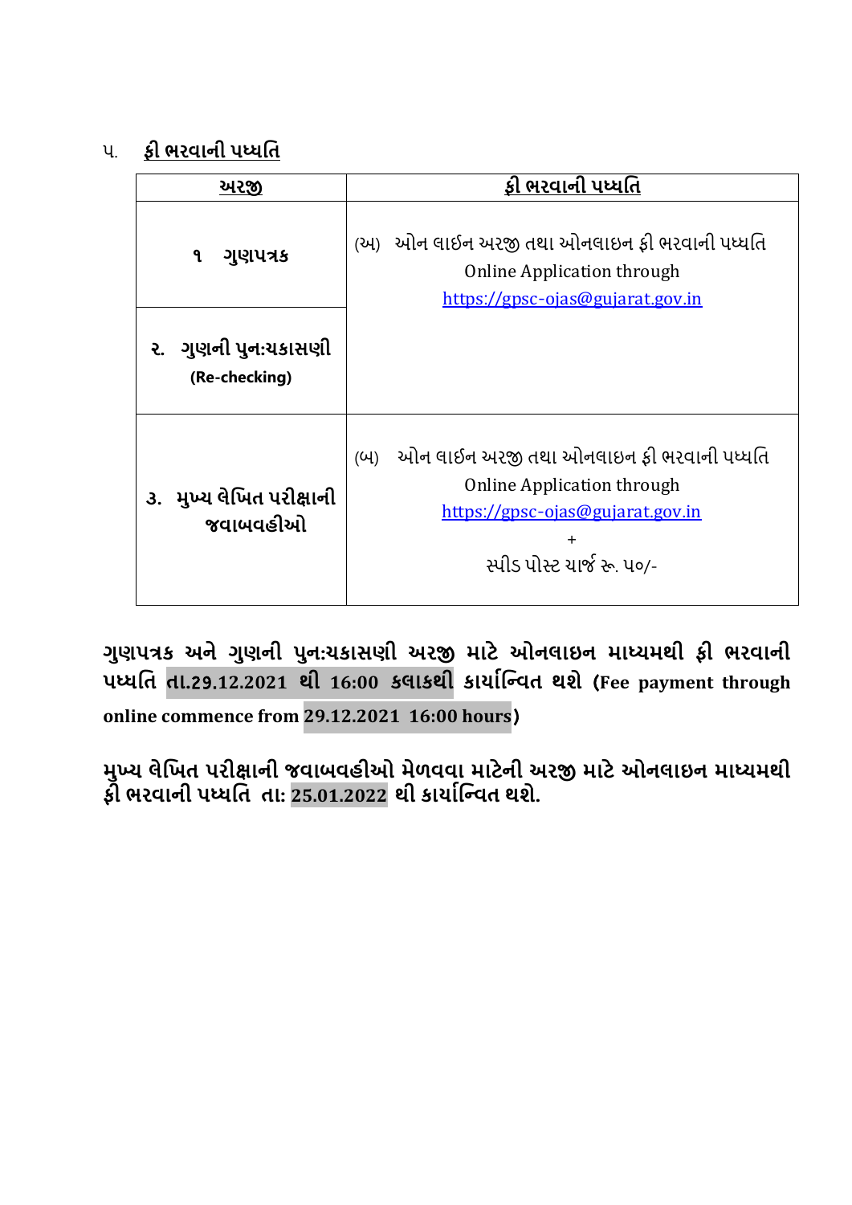૫. **<u>ફી ભરવાની પધ્ધતિ</u>**

| <u>અરજી</u> | <u>ફી ભરવાની પધ્ધતિ</u> |
|---|---|
| **૧ ગુણપત્રક** | (અ) ઓન લાઈન અરજી તથા ઓનલાઇન ફી ભરવાની પધ્ધતિ Online Application through https://gpsc-ojas@gujarat.gov.in |
| **૨. ગુણની પુન:ચકાસણી (Re-checking)** | |
| **૩. મુખ્ય લેખિત પરીક્ષાની જવાબવહીઓ** | (બ) ઓન લાઈન અરજી તથા ઓનલાઇન ફી ભરવાની પધ્ધતિ Online Application through https://gpsc-ojas@gujarat.gov.in + સ્પીડ પોસ્ટ ચાર્જ રૂ. ૫૦/- |

**ગુણપત્રક અને ગુણની પુન:ચકાસણી અરજી માટે ઓનલાઇન માધ્યમથી ફી ભરવાની પધ્ધતિ તા.29.12.2021 થી 16:00 કલાકથી કાર્યાન્વિત થશે (Fee payment through online commence from 29.12.2021 16:00 hours)**

**મુખ્ય લેખિત પરીક્ષાની જવાબવહીઓ મેળવવા માટેની અરજી માટે ઓનલાઇન માધ્યમથી ફી ભરવાની પધ્ધતિ તા: 25.01.2022 થી કાર્યાન્વિત થશે.**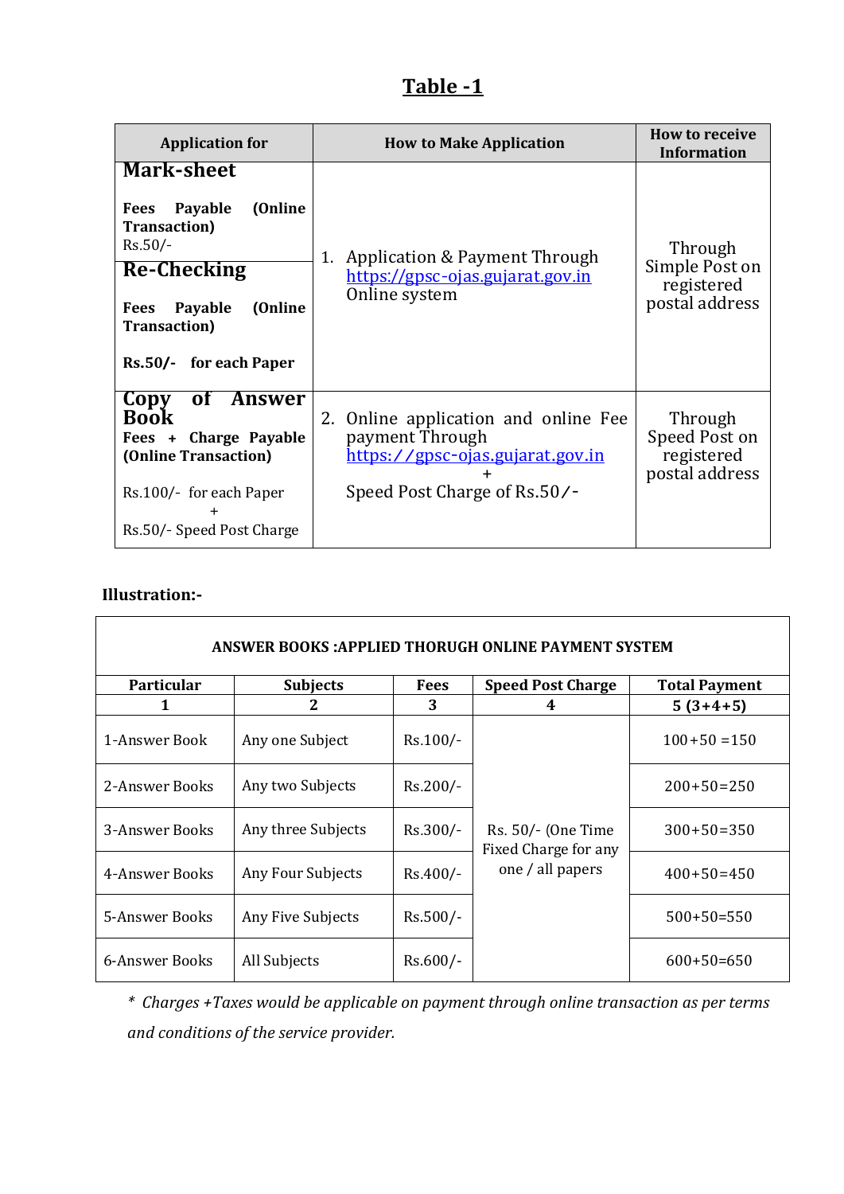# Table -1

| Application for | How to Make Application | How to receive Information |
|---|---|---|
| **Mark-sheet**<br><br>**Fees Payable (Online Transaction)**<br>Rs.50/-<br><br>**Re-Checking**<br><br>**Fees Payable (Online Transaction)**<br><br>**Rs.50/- for each Paper** | 1. Application & Payment Through https://gpsc-ojas.gujarat.gov.in Online system | Through Simple Post on registered postal address |
| **Copy of Answer Book**<br>**Fees + Charge Payable (Online Transaction)**<br><br>Rs.100/- for each Paper<br>+<br>Rs.50/- Speed Post Charge | 2. Online application and online Fee payment Through https://gpsc-ojas.gujarat.gov.in<br>+<br>Speed Post Charge of Rs.50/- | Through Speed Post on registered postal address |

**Illustration:-**

| ANSWER BOOKS :APPLIED THORUGH ONLINE PAYMENT SYSTEM | | | | |
|---|---|---|---|---|
| **Particular** | **Subjects** | **Fees** | **Speed Post Charge** | **Total Payment** |
| **1** | **2** | **3** | **4** | **5 (3+4+5)** |
| 1-Answer Book | Any one Subject | Rs.100/- | Rs. 50/- (One Time Fixed Charge for any one / all papers | 100+50 =150 |
| 2-Answer Books | Any two Subjects | Rs.200/- | | 200+50=250 |
| 3-Answer Books | Any three Subjects | Rs.300/- | | 300+50=350 |
| 4-Answer Books | Any Four Subjects | Rs.400/- | | 400+50=450 |
| 5-Answer Books | Any Five Subjects | Rs.500/- | | 500+50=550 |
| 6-Answer Books | All Subjects | Rs.600/- | | 600+50=650 |

*\* Charges +Taxes would be applicable on payment through online transaction as per terms and conditions of the service provider.*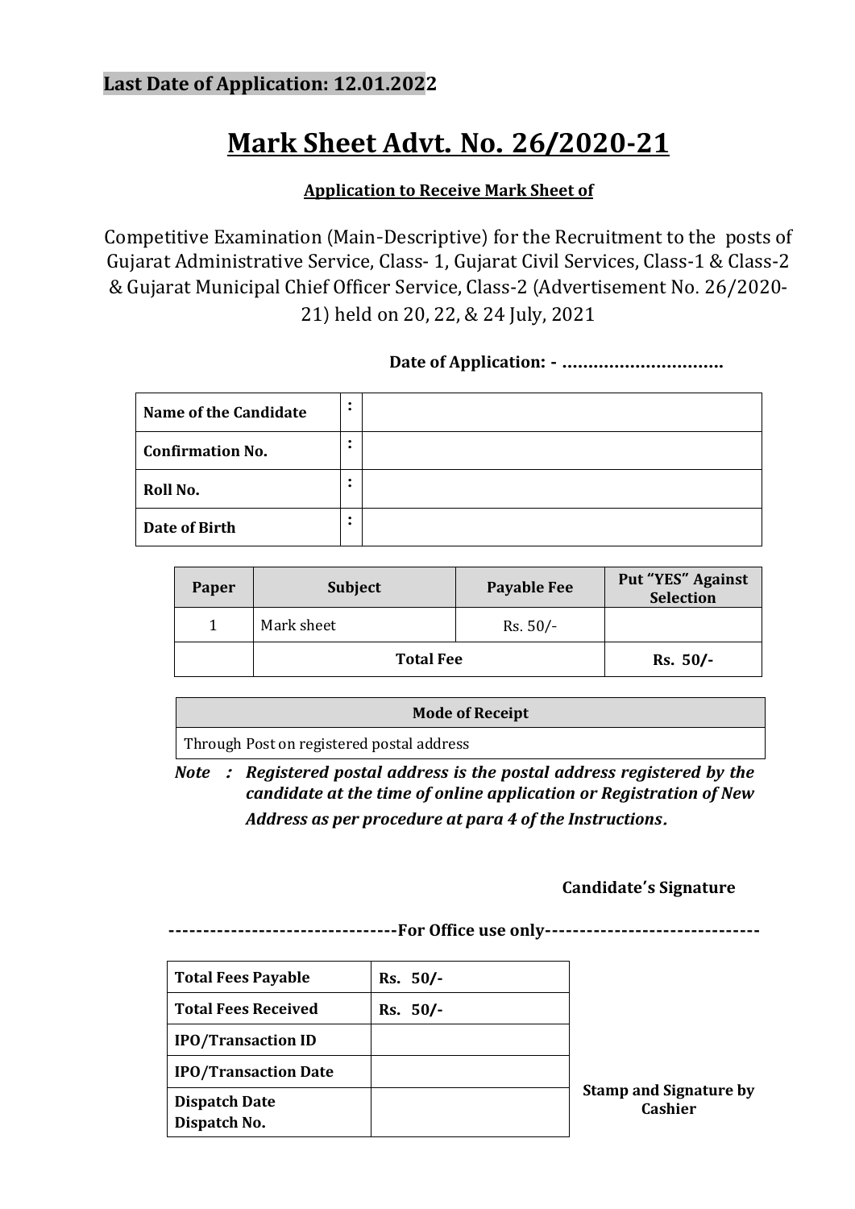**Last Date of Application: 12.01.2022**

# Mark Sheet Advt. No. 26/2020-21

**Application to Receive Mark Sheet of**

Competitive Examination (Main-Descriptive) for the Recruitment to the posts of Gujarat Administrative Service, Class- 1, Gujarat Civil Services, Class-1 & Class-2 & Gujarat Municipal Chief Officer Service, Class-2 (Advertisement No. 26/2020-21) held on 20, 22, & 24 July, 2021

**Date of Application: - ..............................**

| | | |
|---|---|---|
| **Name of the Candidate** | : | |
| **Confirmation No.** | : | |
| **Roll No.** | : | |
| **Date of Birth** | : | |

| Paper | Subject | Payable Fee | Put "YES" Against Selection |
|---|---|---|---|
| 1 | Mark sheet | Rs. 50/- | |
| | **Total Fee** | | **Rs. 50/-** |

| Mode of Receipt |
|---|
| Through Post on registered postal address |

***Note : Registered postal address is the postal address registered by the candidate at the time of online application or Registration of New Address as per procedure at para 4 of the Instructions.***

**Candidate's Signature**

**--------------------------------For Office use only------------------------------**

| | |
|---|---|
| **Total Fees Payable** | **Rs. 50/-** |
| **Total Fees Received** | **Rs. 50/-** |
| **IPO/Transaction ID** | |
| **IPO/Transaction Date** | |
| **Dispatch Date**<br>**Dispatch No.** | |

**Stamp and Signature by Cashier**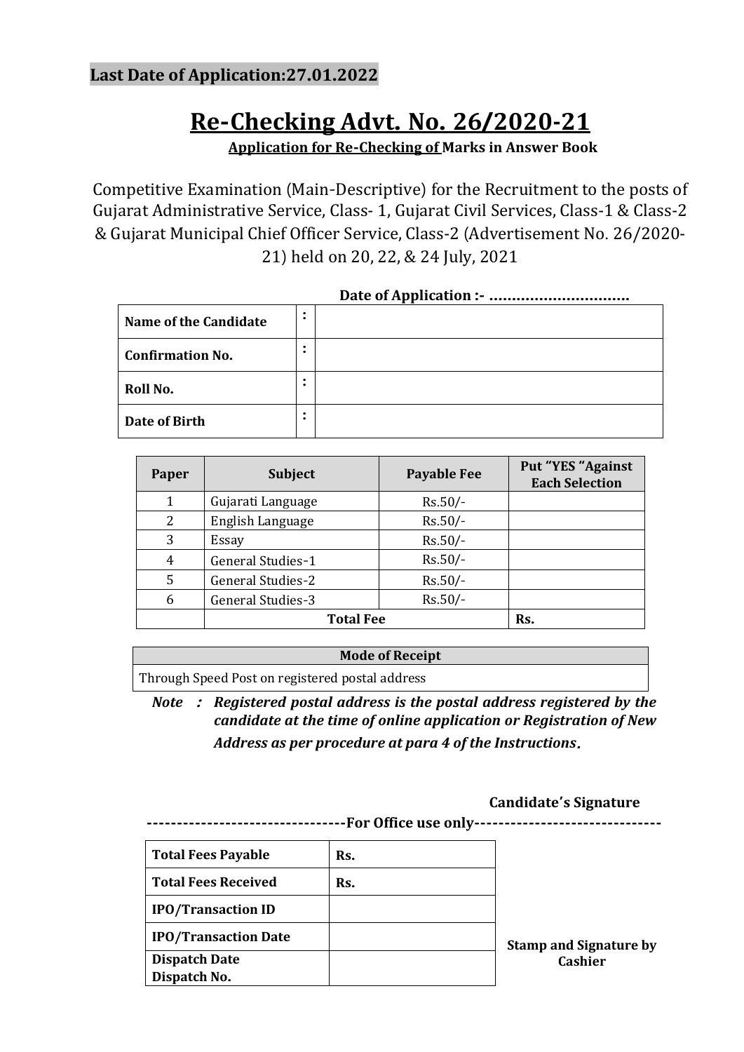**Last Date of Application:27.01.2022**

# Re-Checking Advt. No. 26/2020-21

**Application for Re-Checking of Marks in Answer Book**

Competitive Examination (Main-Descriptive) for the Recruitment to the posts of Gujarat Administrative Service, Class- 1, Gujarat Civil Services, Class-1 & Class-2 & Gujarat Municipal Chief Officer Service, Class-2 (Advertisement No. 26/2020-21) held on 20, 22, & 24 July, 2021

**Date of Application :- …………………………**

| | | |
|---|---|---|
| **Name of the Candidate** | : | |
| **Confirmation No.** | : | |
| **Roll No.** | : | |
| **Date of Birth** | : | |

| Paper | Subject | Payable Fee | Put "YES "Against Each Selection |
|---|---|---|---|
| 1 | Gujarati Language | Rs.50/- | |
| 2 | English Language | Rs.50/- | |
| 3 | Essay | Rs.50/- | |
| 4 | General Studies-1 | Rs.50/- | |
| 5 | General Studies-2 | Rs.50/- | |
| 6 | General Studies-3 | Rs.50/- | |
| | **Total Fee** | | **Rs.** |

| Mode of Receipt |
|---|
| Through Speed Post on registered postal address |

***Note : Registered postal address is the postal address registered by the candidate at the time of online application or Registration of New Address as per procedure at para 4 of the Instructions.***

**Candidate's Signature**

---------------------------------**For Office use only**-------------------------------

| | | |
|---|---|---|
| **Total Fees Payable** | **Rs.** | |
| **Total Fees Received** | **Rs.** | |
| **IPO/Transaction ID** | | |
| **IPO/Transaction Date** | | **Stamp and Signature by Cashier** |
| **Dispatch Date**<br>**Dispatch No.** | | |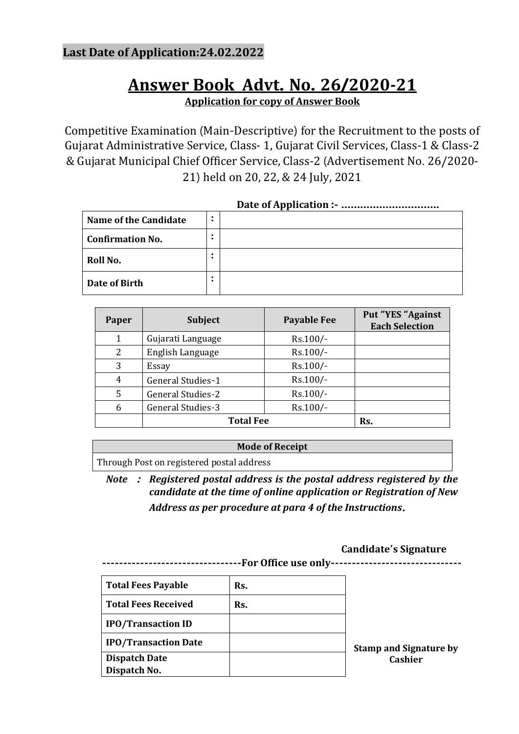**Last Date of Application:24.02.2022**

# Answer Book Advt. No. 26/2020-21

**Application for copy of Answer Book**

Competitive Examination (Main-Descriptive) for the Recruitment to the posts of Gujarat Administrative Service, Class- 1, Gujarat Civil Services, Class-1 & Class-2 & Gujarat Municipal Chief Officer Service, Class-2 (Advertisement No. 26/2020-21) held on 20, 22, & 24 July, 2021

**Date of Application :- …………………………**

| | | |
|---|---|---|
| **Name of the Candidate** | : | |
| **Confirmation No.** | : | |
| **Roll No.** | : | |
| **Date of Birth** | : | |

| Paper | Subject | Payable Fee | Put "YES "Against Each Selection |
|---|---|---|---|
| 1 | Gujarati Language | Rs.100/- | |
| 2 | English Language | Rs.100/- | |
| 3 | Essay | Rs.100/- | |
| 4 | General Studies-1 | Rs.100/- | |
| 5 | General Studies-2 | Rs.100/- | |
| 6 | General Studies-3 | Rs.100/- | |
| | **Total Fee** | | **Rs.** |

| Mode of Receipt |
|---|
| Through Post on registered postal address |

***Note : Registered postal address is the postal address registered by the candidate at the time of online application or Registration of New Address as per procedure at para 4 of the Instructions.***

**Candidate's Signature**

--------------------------------For Office use only------------------------------

| | | |
|---|---|---|
| **Total Fees Payable** | **Rs.** | |
| **Total Fees Received** | **Rs.** | |
| **IPO/Transaction ID** | | |
| **IPO/Transaction Date** | | **Stamp and Signature by Cashier** |
| **Dispatch Date** **Dispatch No.** | | |